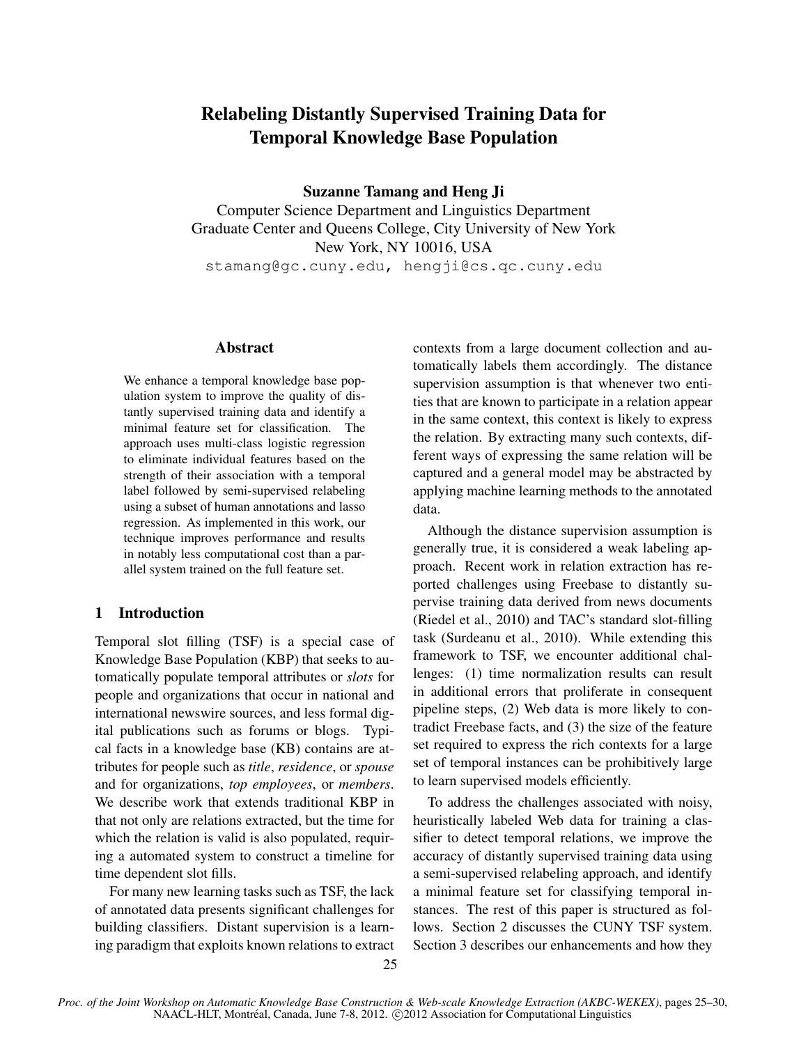# Relabeling Distantly Supervised Training Data for Temporal Knowledge Base Population

**Suzanne Tamang and Heng Ji**

Computer Science Department and Linguistics Department
Graduate Center and Queens College, City University of New York
New York, NY 10016, USA
stamang@gc.cuny.edu, hengji@cs.qc.cuny.edu

## Abstract

We enhance a temporal knowledge base population system to improve the quality of distantly supervised training data and identify a minimal feature set for classification. The approach uses multi-class logistic regression to eliminate individual features based on the strength of their association with a temporal label followed by semi-supervised relabeling using a subset of human annotations and lasso regression. As implemented in this work, our technique improves performance and results in notably less computational cost than a parallel system trained on the full feature set.

## 1 Introduction

Temporal slot filling (TSF) is a special case of Knowledge Base Population (KBP) that seeks to automatically populate temporal attributes or *slots* for people and organizations that occur in national and international newswire sources, and less formal digital publications such as forums or blogs. Typical facts in a knowledge base (KB) contains are attributes for people such as *title*, *residence*, or *spouse* and for organizations, *top employees*, or *members*. We describe work that extends traditional KBP in that not only are relations extracted, but the time for which the relation is valid is also populated, requiring a automated system to construct a timeline for time dependent slot fills.

For many new learning tasks such as TSF, the lack of annotated data presents significant challenges for building classifiers. Distant supervision is a learning paradigm that exploits known relations to extract contexts from a large document collection and automatically labels them accordingly. The distance supervision assumption is that whenever two entities that are known to participate in a relation appear in the same context, this context is likely to express the relation. By extracting many such contexts, different ways of expressing the same relation will be captured and a general model may be abstracted by applying machine learning methods to the annotated data.

Although the distance supervision assumption is generally true, it is considered a weak labeling approach. Recent work in relation extraction has reported challenges using Freebase to distantly supervise training data derived from news documents (Riedel et al., 2010) and TAC's standard slot-filling task (Surdeanu et al., 2010). While extending this framework to TSF, we encounter additional challenges: (1) time normalization results can result in additional errors that proliferate in consequent pipeline steps, (2) Web data is more likely to contradict Freebase facts, and (3) the size of the feature set required to express the rich contexts for a large set of temporal instances can be prohibitively large to learn supervised models efficiently.

To address the challenges associated with noisy, heuristically labeled Web data for training a classifier to detect temporal relations, we improve the accuracy of distantly supervised training data using a semi-supervised relabeling approach, and identify a minimal feature set for classifying temporal instances. The rest of this paper is structured as follows. Section 2 discusses the CUNY TSF system. Section 3 describes our enhancements and how they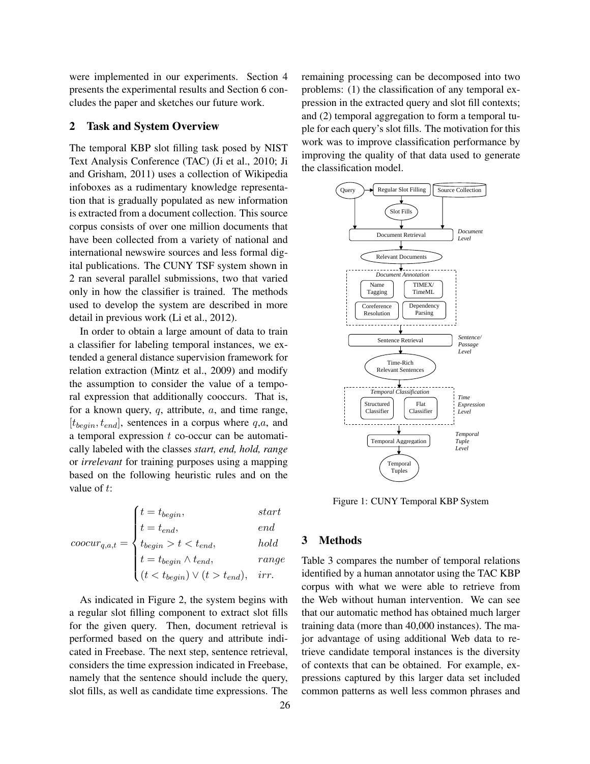were implemented in our experiments. Section 4 presents the experimental results and Section 6 concludes the paper and sketches our future work.

## 2 Task and System Overview

The temporal KBP slot filling task posed by NIST Text Analysis Conference (TAC) (Ji et al., 2010; Ji and Grisham, 2011) uses a collection of Wikipedia infoboxes as a rudimentary knowledge representation that is gradually populated as new information is extracted from a document collection. This source corpus consists of over one million documents that have been collected from a variety of national and international newswire sources and less formal digital publications. The CUNY TSF system shown in 2 ran several parallel submissions, two that varied only in how the classifier is trained. The methods used to develop the system are described in more detail in previous work (Li et al., 2012).

In order to obtain a large amount of data to train a classifier for labeling temporal instances, we extended a general distance supervision framework for relation extraction (Mintz et al., 2009) and modify the assumption to consider the value of a temporal expression that additionally cooccurs. That is, for a known query, $q$, attribute, $a$, and time range, $[t_{begin}, t_{end}]$, sentences in a corpus where $q$,$a$, and a temporal expression $t$ co-occur can be automatically labeled with the classes *start, end, hold, range* or *irrelevant* for training purposes using a mapping based on the following heuristic rules and on the value of $t$:

$$coocur_{q,a,t} = \begin{cases} t = t_{begin}, & start \\ t = t_{end}, & end \\ t_{begin} > t < t_{end}, & hold \\ t = t_{begin} \wedge t_{end}, & range \\ (t < t_{begin}) \vee (t > t_{end}), & irr. \end{cases}$$

As indicated in Figure 2, the system begins with a regular slot filling component to extract slot fills for the given query. Then, document retrieval is performed based on the query and attribute indicated in Freebase. The next step, sentence retrieval, considers the time expression indicated in Freebase, namely that the sentence should include the query, slot fills, as well as candidate time expressions. The remaining processing can be decomposed into two problems: (1) the classification of any temporal expression in the extracted query and slot fill contexts; and (2) temporal aggregation to form a temporal tuple for each query's slot fills. The motivation for this work was to improve classification performance by improving the quality of that data used to generate the classification model.

Figure 1: CUNY Temporal KBP System

## 3 Methods

Table 3 compares the number of temporal relations identified by a human annotator using the TAC KBP corpus with what we were able to retrieve from the Web without human intervention. We can see that our automatic method has obtained much larger training data (more than 40,000 instances). The major advantage of using additional Web data to retrieve candidate temporal instances is the diversity of contexts that can be obtained. For example, expressions captured by this larger data set included common patterns as well less common phrases and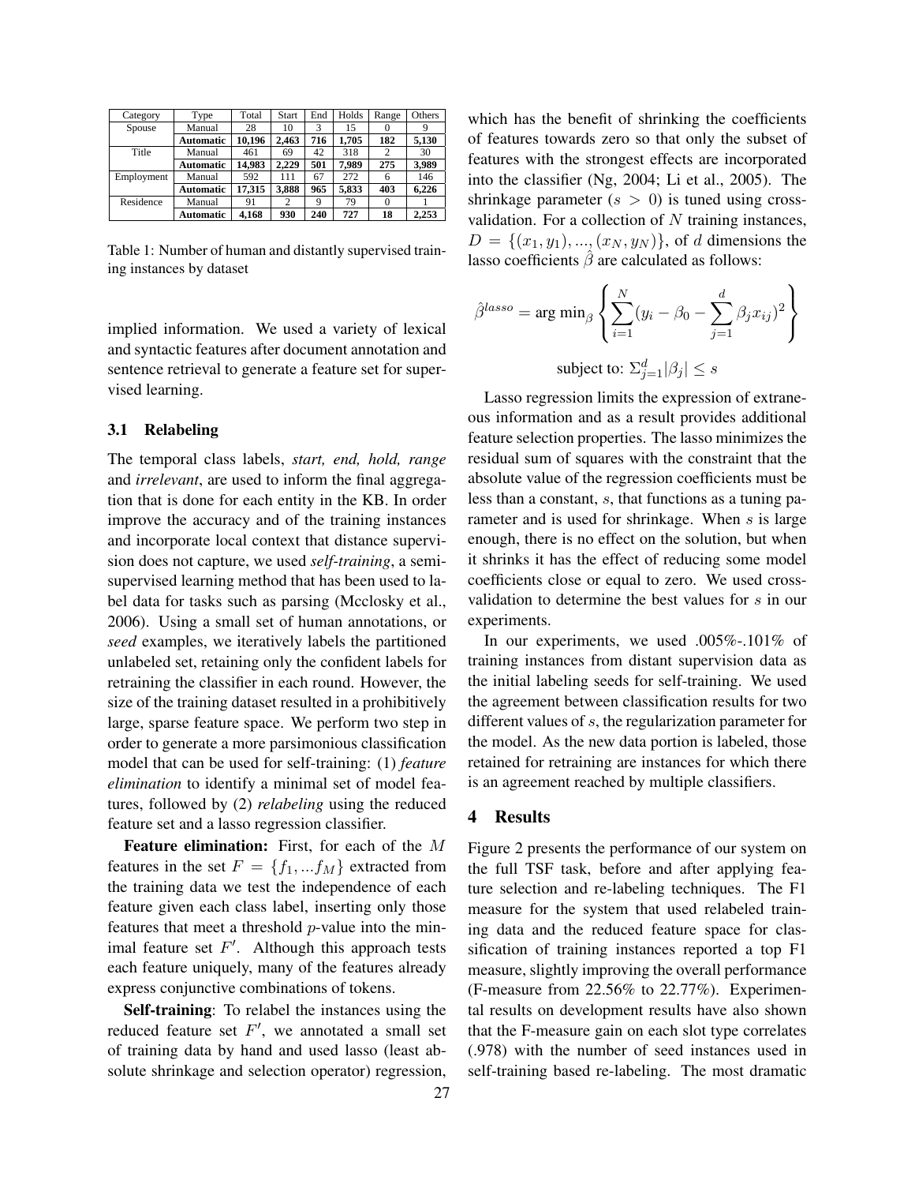| Category | Type | Total | Start | End | Holds | Range | Others |
|---|---|---|---|---|---|---|---|
| Spouse | Manual | 28 | 10 | 3 | 15 | 0 | 9 |
| | **Automatic** | **10,196** | **2,463** | **716** | **1,705** | **182** | **5,130** |
| Title | Manual | 461 | 69 | 42 | 318 | 2 | 30 |
| | **Automatic** | **14,983** | **2,229** | **501** | **7,989** | **275** | **3,989** |
| Employment | Manual | 592 | 111 | 67 | 272 | 6 | 146 |
| | **Automatic** | **17,315** | **3,888** | **965** | **5,833** | **403** | **6,226** |
| Residence | Manual | 91 | 2 | 9 | 79 | 0 | 1 |
| | **Automatic** | **4,168** | **930** | **240** | **727** | **18** | **2,253** |

Table 1: Number of human and distantly supervised training instances by dataset

implied information. We used a variety of lexical and syntactic features after document annotation and sentence retrieval to generate a feature set for supervised learning.

### 3.1 Relabeling

The temporal class labels, *start, end, hold, range* and *irrelevant*, are used to inform the final aggregation that is done for each entity in the KB. In order improve the accuracy and of the training instances and incorporate local context that distance supervision does not capture, we used ***self-training***, a semi-supervised learning method that has been used to label data for tasks such as parsing (Mcclosky et al., 2006). Using a small set of human annotations, or *seed* examples, we iteratively labels the partitioned unlabeled set, retaining only the confident labels for retraining the classifier in each round. However, the size of the training dataset resulted in a prohibitively large, sparse feature space. We perform two step in order to generate a more parsimonious classification model that can be used for self-training: (1) *feature elimination* to identify a minimal set of model features, followed by (2) *relabeling* using the reduced feature set and a lasso regression classifier.

**Feature elimination:** First, for each of the $M$ features in the set $F = \{f_1, ... f_M\}$ extracted from the training data we test the independence of each feature given each class label, inserting only those features that meet a threshold $p$-value into the minimal feature set $F'$. Although this approach tests each feature uniquely, many of the features already express conjunctive combinations of tokens.

**Self-training**: To relabel the instances using the reduced feature set $F'$, we annotated a small set of training data by hand and used lasso (least absolute shrinkage and selection operator) regression, which has the benefit of shrinking the coefficients of features towards zero so that only the subset of features with the strongest effects are incorporated into the classifier (Ng, 2004; Li et al., 2005). The shrinkage parameter ($s > 0$) is tuned using cross-validation. For a collection of $N$ training instances, $D = \{(x_1, y_1), ..., (x_N, y_N)\}$, of $d$ dimensions the lasso coefficients $\hat{\beta}$ are calculated as follows:

$$\hat{\beta}^{lasso} = \arg\min_{\beta} \left\{ \sum_{i=1}^{N} (y_i - \beta_0 - \sum_{j=1}^{d} \beta_j x_{ij})^2 \right\}$$

$$\text{subject to: } \Sigma_{j=1}^{d} |\beta_j| \leq s$$

Lasso regression limits the expression of extraneous information and as a result provides additional feature selection properties. The lasso minimizes the residual sum of squares with the constraint that the absolute value of the regression coefficients must be less than a constant, $s$, that functions as a tuning parameter and is used for shrinkage. When $s$ is large enough, there is no effect on the solution, but when it shrinks it has the effect of reducing some model coefficients close or equal to zero. We used cross-validation to determine the best values for $s$ in our experiments.

In our experiments, we used .005%-.101% of training instances from distant supervision data as the initial labeling seeds for self-training. We used the agreement between classification results for two different values of $s$, the regularization parameter for the model. As the new data portion is labeled, those retained for retraining are instances for which there is an agreement reached by multiple classifiers.

## 4 Results

Figure 2 presents the performance of our system on the full TSF task, before and after applying feature selection and re-labeling techniques. The F1 measure for the system that used relabeled training data and the reduced feature space for classification of training instances reported a top F1 measure, slightly improving the overall performance (F-measure from 22.56% to 22.77%). Experimental results on development results have also shown that the F-measure gain on each slot type correlates (.978) with the number of seed instances used in self-training based re-labeling. The most dramatic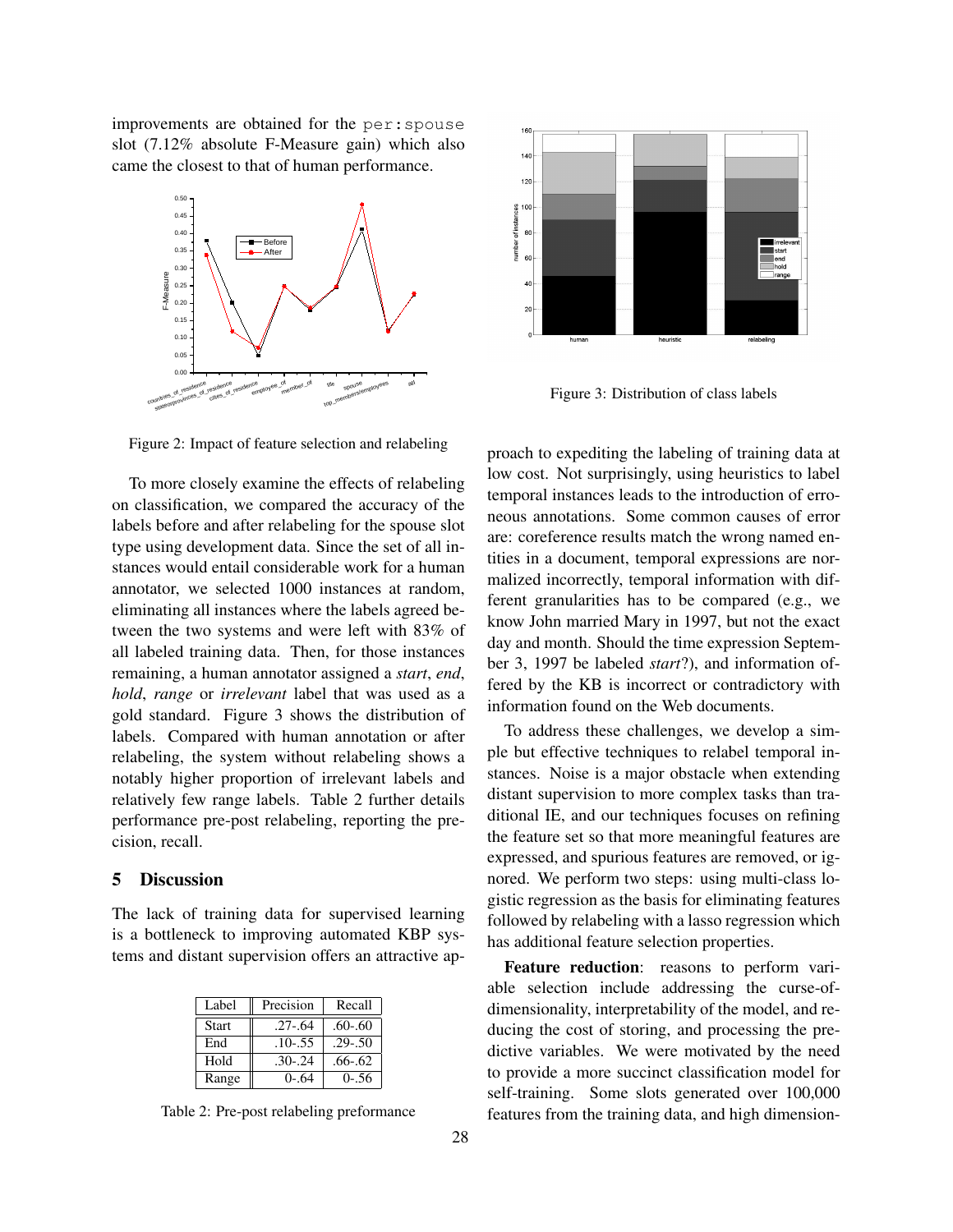improvements are obtained for the per:spouse slot (7.12% absolute F-Measure gain) which also came the closest to that of human performance.

Figure 2: Impact of feature selection and relabeling

To more closely examine the effects of relabeling on classification, we compared the accuracy of the labels before and after relabeling for the spouse slot type using development data. Since the set of all instances would entail considerable work for a human annotator, we selected 1000 instances at random, eliminating all instances where the labels agreed between the two systems and were left with 83% of all labeled training data. Then, for those instances remaining, a human annotator assigned a *start*, *end*, *hold*, *range* or *irrelevant* label that was used as a gold standard. Figure 3 shows the distribution of labels. Compared with human annotation or after relabeling, the system without relabeling shows a notably higher proportion of irrelevant labels and relatively few range labels. Table 2 further details performance pre-post relabeling, reporting the precision, recall.

## 5 Discussion

The lack of training data for supervised learning is a bottleneck to improving automated KBP systems and distant supervision offers an attractive approach to expediting the labeling of training data at low cost. Not surprisingly, using heuristics to label temporal instances leads to the introduction of erroneous annotations. Some common causes of error are: coreference results match the wrong named entities in a document, temporal expressions are normalized incorrectly, temporal information with different granularities has to be compared (e.g., we know John married Mary in 1997, but not the exact day and month. Should the time expression September 3, 1997 be labeled *start*?), and information offered by the KB is incorrect or contradictory with information found on the Web documents.

| Label | Precision | Recall |
|---|---|---|
| Start | .27-.64 | .60-.60 |
| End | .10-.55 | .29-.50 |
| Hold | .30-.24 | .66-.62 |
| Range | 0-.64 | 0-.56 |

Table 2: Pre-post relabeling preformance

Figure 3: Distribution of class labels

To address these challenges, we develop a simple but effective techniques to relabel temporal instances. Noise is a major obstacle when extending distant supervision to more complex tasks than traditional IE, and our techniques focuses on refining the feature set so that more meaningful features are expressed, and spurious features are removed, or ignored. We perform two steps: using multi-class logistic regression as the basis for eliminating features followed by relabeling with a lasso regression which has additional feature selection properties.

**Feature reduction**: reasons to perform variable selection include addressing the curse-of-dimensionality, interpretability of the model, and reducing the cost of storing, and processing the predictive variables. We were motivated by the need to provide a more succinct classification model for self-training. Some slots generated over 100,000 features from the training data, and high dimension-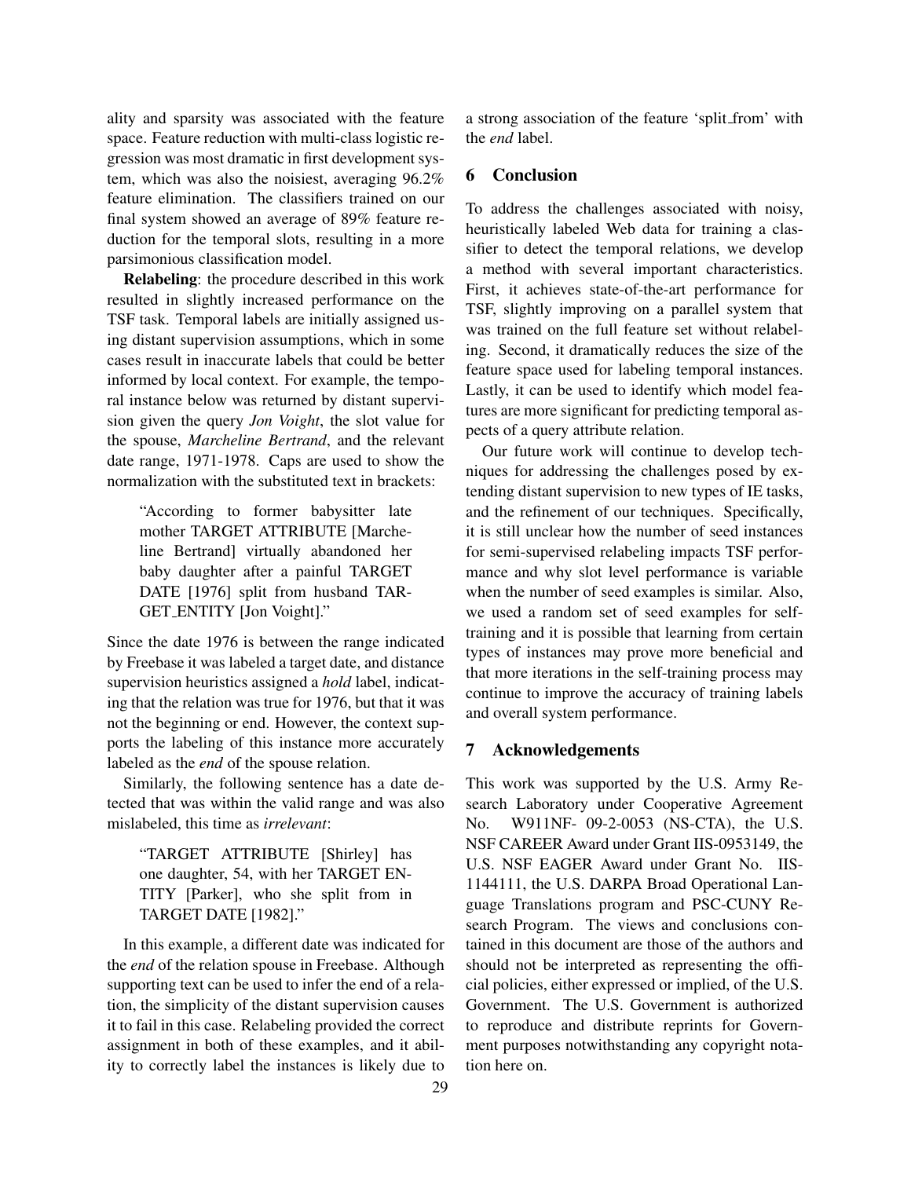ality and sparsity was associated with the feature space. Feature reduction with multi-class logistic regression was most dramatic in first development system, which was also the noisiest, averaging 96.2% feature elimination. The classifiers trained on our final system showed an average of 89% feature reduction for the temporal slots, resulting in a more parsimonious classification model.

**Relabeling**: the procedure described in this work resulted in slightly increased performance on the TSF task. Temporal labels are initially assigned using distant supervision assumptions, which in some cases result in inaccurate labels that could be better informed by local context. For example, the temporal instance below was returned by distant supervision given the query *Jon Voight*, the slot value for the spouse, *Marcheline Bertrand*, and the relevant date range, 1971-1978. Caps are used to show the normalization with the substituted text in brackets:

> "According to former babysitter late mother TARGET ATTRIBUTE [Marcheline Bertrand] virtually abandoned her baby daughter after a painful TARGET DATE [1976] split from husband TARGET_ENTITY [Jon Voight]."

Since the date 1976 is between the range indicated by Freebase it was labeled a target date, and distance supervision heuristics assigned a *hold* label, indicating that the relation was true for 1976, but that it was not the beginning or end. However, the context supports the labeling of this instance more accurately labeled as the *end* of the spouse relation.

Similarly, the following sentence has a date detected that was within the valid range and was also mislabeled, this time as *irrelevant*:

> "TARGET ATTRIBUTE [Shirley] has one daughter, 54, with her TARGET ENTITY [Parker], who she split from in TARGET DATE [1982]."

In this example, a different date was indicated for the *end* of the relation spouse in Freebase. Although supporting text can be used to infer the end of a relation, the simplicity of the distant supervision causes it to fail in this case. Relabeling provided the correct assignment in both of these examples, and it ability to correctly label the instances is likely due to a strong association of the feature 'split_from' with the *end* label.

## 6 Conclusion

To address the challenges associated with noisy, heuristically labeled Web data for training a classifier to detect the temporal relations, we develop a method with several important characteristics. First, it achieves state-of-the-art performance for TSF, slightly improving on a parallel system that was trained on the full feature set without relabeling. Second, it dramatically reduces the size of the feature space used for labeling temporal instances. Lastly, it can be used to identify which model features are more significant for predicting temporal aspects of a query attribute relation.

Our future work will continue to develop techniques for addressing the challenges posed by extending distant supervision to new types of IE tasks, and the refinement of our techniques. Specifically, it is still unclear how the number of seed instances for semi-supervised relabeling impacts TSF performance and why slot level performance is variable when the number of seed examples is similar. Also, we used a random set of seed examples for self-training and it is possible that learning from certain types of instances may prove more beneficial and that more iterations in the self-training process may continue to improve the accuracy of training labels and overall system performance.

## 7 Acknowledgements

This work was supported by the U.S. Army Research Laboratory under Cooperative Agreement No. W911NF- 09-2-0053 (NS-CTA), the U.S. NSF CAREER Award under Grant IIS-0953149, the U.S. NSF EAGER Award under Grant No. IIS-1144111, the U.S. DARPA Broad Operational Language Translations program and PSC-CUNY Research Program. The views and conclusions contained in this document are those of the authors and should not be interpreted as representing the official policies, either expressed or implied, of the U.S. Government. The U.S. Government is authorized to reproduce and distribute reprints for Government purposes notwithstanding any copyright notation here on.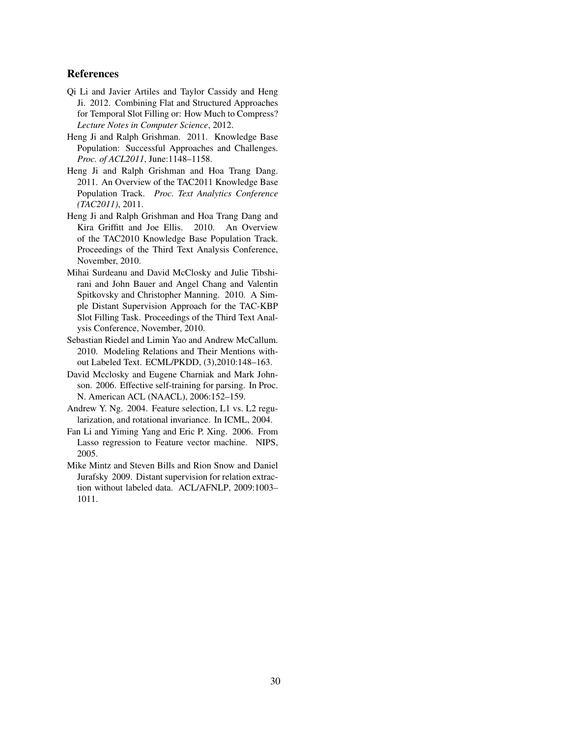## References

Qi Li and Javier Artiles and Taylor Cassidy and Heng Ji. 2012. Combining Flat and Structured Approaches for Temporal Slot Filling or: How Much to Compress? *Lecture Notes in Computer Science*, 2012.

Heng Ji and Ralph Grishman. 2011. Knowledge Base Population: Successful Approaches and Challenges. *Proc. of ACL2011*, June:1148–1158.

Heng Ji and Ralph Grishman and Hoa Trang Dang. 2011. An Overview of the TAC2011 Knowledge Base Population Track. *Proc. Text Analytics Conference (TAC2011)*, 2011.

Heng Ji and Ralph Grishman and Hoa Trang Dang and Kira Griffitt and Joe Ellis. 2010. An Overview of the TAC2010 Knowledge Base Population Track. Proceedings of the Third Text Analysis Conference, November, 2010.

Mihai Surdeanu and David McClosky and Julie Tibshirani and John Bauer and Angel Chang and Valentin Spitkovsky and Christopher Manning. 2010. A Simple Distant Supervision Approach for the TAC-KBP Slot Filling Task. Proceedings of the Third Text Analysis Conference, November, 2010.

Sebastian Riedel and Limin Yao and Andrew McCallum. 2010. Modeling Relations and Their Mentions without Labeled Text. ECML/PKDD, (3),2010:148–163.

David Mcclosky and Eugene Charniak and Mark Johnson. 2006. Effective self-training for parsing. In Proc. N. American ACL (NAACL), 2006:152–159.

Andrew Y. Ng. 2004. Feature selection, L1 vs. L2 regularization, and rotational invariance. In ICML, 2004.

Fan Li and Yiming Yang and Eric P. Xing. 2006. From Lasso regression to Feature vector machine. NIPS, 2005.

Mike Mintz and Steven Bills and Rion Snow and Daniel Jurafsky 2009. Distant supervision for relation extraction without labeled data. ACL/AFNLP, 2009:1003–1011.